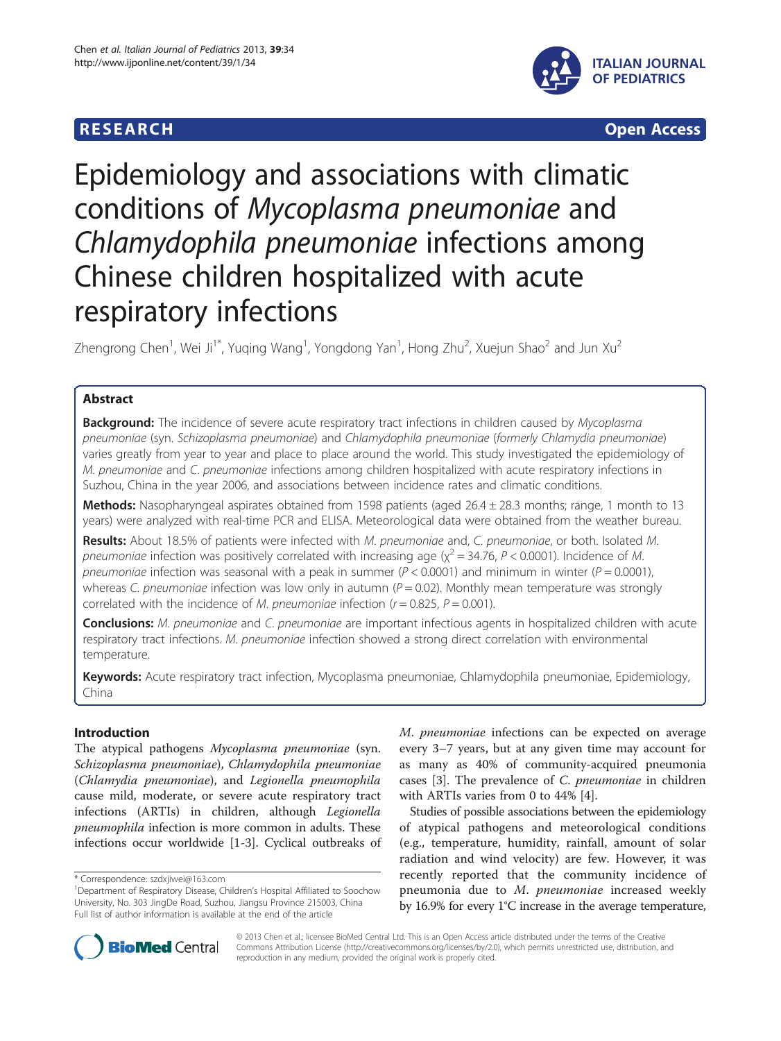**RESEARCH** **Open Access**

# Epidemiology and associations with climatic conditions of *Mycoplasma pneumoniae* and *Chlamydophila pneumoniae* infections among Chinese children hospitalized with acute respiratory infections

Zhengrong Chen[1], Wei Ji[1*], Yuqing Wang[1], Yongdong Yan[1], Hong Zhu[2], Xuejun Shao[2] and Jun Xu[2]

## Abstract

**Background:** The incidence of severe acute respiratory tract infections in children caused by *Mycoplasma pneumoniae* (syn. *Schizoplasma pneumoniae*) and *Chlamydophila pneumoniae* (*formerly Chlamydia pneumoniae*) varies greatly from year to year and place to place around the world. This study investigated the epidemiology of *M. pneumoniae* and *C. pneumoniae* infections among children hospitalized with acute respiratory infections in Suzhou, China in the year 2006, and associations between incidence rates and climatic conditions.

**Methods:** Nasopharyngeal aspirates obtained from 1598 patients (aged 26.4 ± 28.3 months; range, 1 month to 13 years) were analyzed with real-time PCR and ELISA. Meteorological data were obtained from the weather bureau.

**Results:** About 18.5% of patients were infected with *M. pneumoniae* and, *C. pneumoniae*, or both. Isolated *M. pneumoniae* infection was positively correlated with increasing age ($\chi^2 = 34.76$, $P < 0.0001$). Incidence of *M. pneumoniae* infection was seasonal with a peak in summer ($P < 0.0001$) and minimum in winter ($P = 0.0001$), whereas *C. pneumoniae* infection was low only in autumn ($P = 0.02$). Monthly mean temperature was strongly correlated with the incidence of *M. pneumoniae* infection ($r = 0.825$, $P = 0.001$).

**Conclusions:** *M. pneumoniae* and *C. pneumoniae* are important infectious agents in hospitalized children with acute respiratory tract infections. *M. pneumoniae* infection showed a strong direct correlation with environmental temperature.

**Keywords:** Acute respiratory tract infection, Mycoplasma pneumoniae, Chlamydophila pneumoniae, Epidemiology, China

## Introduction

The atypical pathogens *Mycoplasma pneumoniae* (syn. *Schizoplasma pneumoniae*), *Chlamydophila pneumoniae* (*Chlamydia pneumoniae*), and *Legionella pneumophila* cause mild, moderate, or severe acute respiratory tract infections (ARTIs) in children, although *Legionella pneumophila* infection is more common in adults. These infections occur worldwide [1-3]. Cyclical outbreaks of *M. pneumoniae* infections can be expected on average every 3–7 years, but at any given time may account for as many as 40% of community-acquired pneumonia cases [3]. The prevalence of *C. pneumoniae* in children with ARTIs varies from 0 to 44% [4].

Studies of possible associations between the epidemiology of atypical pathogens and meteorological conditions (e.g., temperature, humidity, rainfall, amount of solar radiation and wind velocity) are few. However, it was recently reported that the community incidence of pneumonia due to *M. pneumoniae* increased weekly by 16.9% for every 1°C increase in the average temperature,

\* Correspondence: szdxjiwei@163.com
[1]Department of Respiratory Disease, Children's Hospital Affiliated to Soochow University, No. 303 JingDe Road, Suzhou, Jiangsu Province 215003, China
Full list of author information is available at the end of the article

© 2013 Chen et al.; licensee BioMed Central Ltd. This is an Open Access article distributed under the terms of the Creative Commons Attribution License (http://creativecommons.org/licenses/by/2.0), which permits unrestricted use, distribution, and reproduction in any medium, provided the original work is properly cited.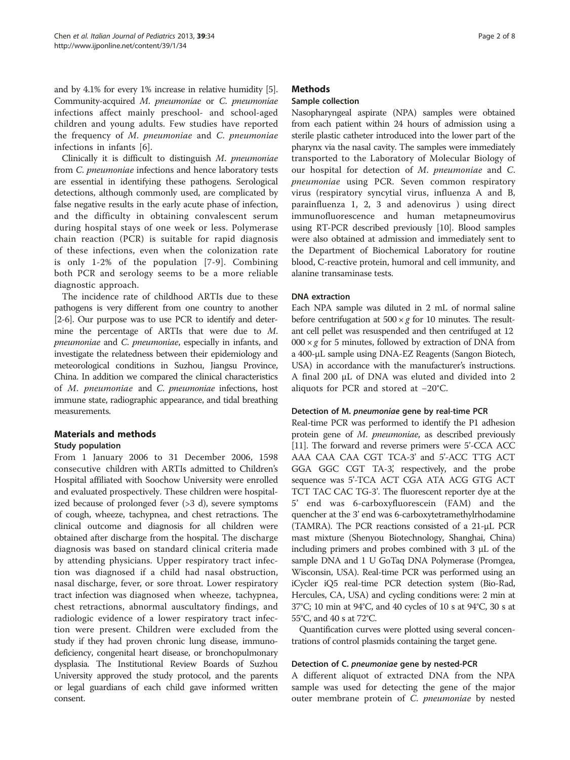and by 4.1% for every 1% increase in relative humidity [5]. Community-acquired *M. pneumoniae* or *C. pneumoniae* infections affect mainly preschool- and school-aged children and young adults. Few studies have reported the frequency of *M. pneumoniae* and *C. pneumoniae* infections in infants [6].

Clinically it is difficult to distinguish *M. pneumoniae* from *C. pneumoniae* infections and hence laboratory tests are essential in identifying these pathogens. Serological detections, although commonly used, are complicated by false negative results in the early acute phase of infection, and the difficulty in obtaining convalescent serum during hospital stays of one week or less. Polymerase chain reaction (PCR) is suitable for rapid diagnosis of these infections, even when the colonization rate is only 1-2% of the population [7-9]. Combining both PCR and serology seems to be a more reliable diagnostic approach.

The incidence rate of childhood ARTIs due to these pathogens is very different from one country to another [2-6]. Our purpose was to use PCR to identify and determine the percentage of ARTIs that were due to *M. pneumoniae* and *C. pneumoniae*, especially in infants, and investigate the relatedness between their epidemiology and meteorological conditions in Suzhou, Jiangsu Province, China. In addition we compared the clinical characteristics of *M. pneumoniae* and *C. pneumoniae* infections, host immune state, radiographic appearance, and tidal breathing measurements.

## Materials and methods

### Study population

From 1 January 2006 to 31 December 2006, 1598 consecutive children with ARTIs admitted to Children's Hospital affiliated with Soochow University were enrolled and evaluated prospectively. These children were hospitalized because of prolonged fever (>3 d), severe symptoms of cough, wheeze, tachypnea, and chest retractions. The clinical outcome and diagnosis for all children were obtained after discharge from the hospital. The discharge diagnosis was based on standard clinical criteria made by attending physicians. Upper respiratory tract infection was diagnosed if a child had nasal obstruction, nasal discharge, fever, or sore throat. Lower respiratory tract infection was diagnosed when wheeze, tachypnea, chest retractions, abnormal auscultatory findings, and radiologic evidence of a lower respiratory tract infection were present. Children were excluded from the study if they had proven chronic lung disease, immunodeficiency, congenital heart disease, or bronchopulmonary dysplasia. The Institutional Review Boards of Suzhou University approved the study protocol, and the parents or legal guardians of each child gave informed written consent.

## Methods

### Sample collection

Nasopharyngeal aspirate (NPA) samples were obtained from each patient within 24 hours of admission using a sterile plastic catheter introduced into the lower part of the pharynx via the nasal cavity. The samples were immediately transported to the Laboratory of Molecular Biology of our hospital for detection of *M. pneumoniae* and *C. pneumoniae* using PCR. Seven common respiratory virus (respiratory syncytial virus, influenza A and B, parainfluenza 1, 2, 3 and adenovirus ) using direct immunofluorescence and human metapneumovirus using RT-PCR described previously [10]. Blood samples were also obtained at admission and immediately sent to the Department of Biochemical Laboratory for routine blood, C-reactive protein, humoral and cell immunity, and alanine transaminase tests.

### DNA extraction

Each NPA sample was diluted in 2 mL of normal saline before centrifugation at $500 \times g$ for 10 minutes. The resultant cell pellet was resuspended and then centrifuged at $12\,000 \times g$ for 5 minutes, followed by extraction of DNA from a 400-μL sample using DNA-EZ Reagents (Sangon Biotech, USA) in accordance with the manufacturer's instructions. A final 200 μL of DNA was eluted and divided into 2 aliquots for PCR and stored at −20°C.

### Detection of M. *pneumoniae* gene by real-time PCR

Real-time PCR was performed to identify the P1 adhesion protein gene of *M. pneumoniae*, as described previously [11]. The forward and reverse primers were 5'-CCA ACC AAA CAA CAA CGT TCA-3' and 5'-ACC TTG ACT GGA GGC CGT TA-3', respectively, and the probe sequence was 5'-TCA ACT CGA ATA ACG GTG ACT TCT TAC CAC TG-3'. The fluorescent reporter dye at the 5' end was 6-carboxyfluorescein (FAM) and the quencher at the 3' end was 6-carboxytetramethylrhodamine (TAMRA). The PCR reactions consisted of a 21-μL PCR mast mixture (Shenyou Biotechnology, Shanghai, China) including primers and probes combined with 3 μL of the sample DNA and 1 U GoTaq DNA Polymerase (Promgea, Wisconsin, USA). Real-time PCR was performed using an iCycler iQ5 real-time PCR detection system (Bio-Rad, Hercules, CA, USA) and cycling conditions were: 2 min at 37°C; 10 min at 94°C, and 40 cycles of 10 s at 94°C, 30 s at 55°C, and 40 s at 72°C.

Quantification curves were plotted using several concentrations of control plasmids containing the target gene.

### Detection of C. *pneumoniae* gene by nested-PCR

A different aliquot of extracted DNA from the NPA sample was used for detecting the gene of the major outer membrane protein of *C. pneumoniae* by nested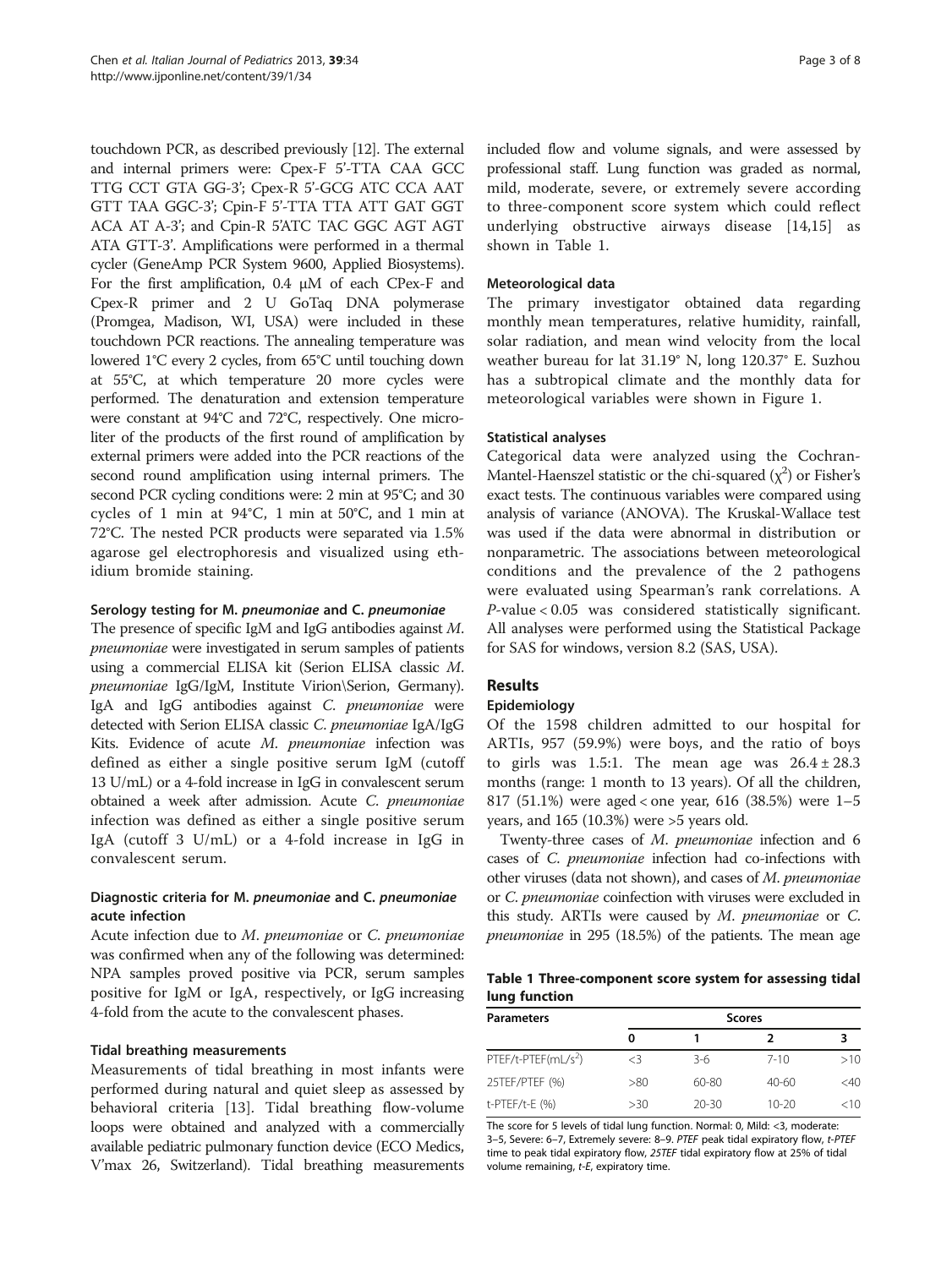touchdown PCR, as described previously [12]. The external and internal primers were: Cpex-F 5'-TTA CAA GCC TTG CCT GTA GG-3'; Cpex-R 5'-GCG ATC CCA AAT GTT TAA GGC-3'; Cpin-F 5'-TTA TTA ATT GAT GGT ACA AT A-3'; and Cpin-R 5'ATC TAC GGC AGT AGT ATA GTT-3'. Amplifications were performed in a thermal cycler (GeneAmp PCR System 9600, Applied Biosystems). For the first amplification, 0.4 μM of each CPex-F and Cpex-R primer and 2 U GoTaq DNA polymerase (Promgea, Madison, WI, USA) were included in these touchdown PCR reactions. The annealing temperature was lowered 1°C every 2 cycles, from 65°C until touching down at 55°C, at which temperature 20 more cycles were performed. The denaturation and extension temperature were constant at 94°C and 72°C, respectively. One microliter of the products of the first round of amplification by external primers were added into the PCR reactions of the second round amplification using internal primers. The second PCR cycling conditions were: 2 min at 95°C; and 30 cycles of 1 min at 94°C, 1 min at 50°C, and 1 min at 72°C. The nested PCR products were separated via 1.5% agarose gel electrophoresis and visualized using ethidium bromide staining.

#### Serology testing for M. *pneumoniae* and C. *pneumoniae*

The presence of specific IgM and IgG antibodies against *M. pneumoniae* were investigated in serum samples of patients using a commercial ELISA kit (Serion ELISA classic *M. pneumoniae* IgG/IgM, Institute Virion\Serion, Germany). IgA and IgG antibodies against *C. pneumoniae* were detected with Serion ELISA classic *C. pneumoniae* IgA/IgG Kits. Evidence of acute *M. pneumoniae* infection was defined as either a single positive serum IgM (cutoff 13 U/mL) or a 4-fold increase in IgG in convalescent serum obtained a week after admission. Acute *C. pneumoniae* infection was defined as either a single positive serum IgA (cutoff 3 U/mL) or a 4-fold increase in IgG in convalescent serum.

#### Diagnostic criteria for M. *pneumoniae* and C. *pneumoniae* acute infection

Acute infection due to *M. pneumoniae* or *C. pneumoniae* was confirmed when any of the following was determined: NPA samples proved positive via PCR, serum samples positive for IgM or IgA, respectively, or IgG increasing 4-fold from the acute to the convalescent phases.

#### Tidal breathing measurements

Measurements of tidal breathing in most infants were performed during natural and quiet sleep as assessed by behavioral criteria [13]. Tidal breathing flow-volume loops were obtained and analyzed with a commercially available pediatric pulmonary function device (ECO Medics, V'max 26, Switzerland). Tidal breathing measurements included flow and volume signals, and were assessed by professional staff. Lung function was graded as normal, mild, moderate, severe, or extremely severe according to three-component score system which could reflect underlying obstructive airways disease [14,15] as shown in Table 1.

#### Meteorological data

The primary investigator obtained data regarding monthly mean temperatures, relative humidity, rainfall, solar radiation, and mean wind velocity from the local weather bureau for lat 31.19° N, long 120.37° E. Suzhou has a subtropical climate and the monthly data for meteorological variables were shown in Figure 1.

#### Statistical analyses

Categorical data were analyzed using the Cochran-Mantel-Haenszel statistic or the chi-squared ($\chi^2$) or Fisher's exact tests. The continuous variables were compared using analysis of variance (ANOVA). The Kruskal-Wallace test was used if the data were abnormal in distribution or nonparametric. The associations between meteorological conditions and the prevalence of the 2 pathogens were evaluated using Spearman's rank correlations. A $P$-value < 0.05 was considered statistically significant. All analyses were performed using the Statistical Package for SAS for windows, version 8.2 (SAS, USA).

## Results

### Epidemiology

Of the 1598 children admitted to our hospital for ARTIs, 957 (59.9%) were boys, and the ratio of boys to girls was 1.5:1. The mean age was 26.4 ± 28.3 months (range: 1 month to 13 years). Of all the children, 817 (51.1%) were aged < one year, 616 (38.5%) were 1–5 years, and 165 (10.3%) were >5 years old.

Twenty-three cases of *M. pneumoniae* infection and 6 cases of *C. pneumoniae* infection had co-infections with other viruses (data not shown), and cases of *M. pneumoniae* or *C. pneumoniae* coinfection with viruses were excluded in this study. ARTIs were caused by *M. pneumoniae* or *C. pneumoniae* in 295 (18.5%) of the patients. The mean age

**Table 1 Three-component score system for assessing tidal lung function**

| Parameters | Scores | | | |
|---|---|---|---|---|
| | 0 | 1 | 2 | 3 |
| PTEF/t-PTEF(mL/s$^2$) | <3 | 3-6 | 7-10 | >10 |
| 25TEF/PTEF (%) | >80 | 60-80 | 40-60 | <40 |
| t-PTEF/t-E (%) | >30 | 20-30 | 10-20 | <10 |

The score for 5 levels of tidal lung function. Normal: 0, Mild: <3, moderate: 3–5, Severe: 6–7, Extremely severe: 8–9. *PTEF* peak tidal expiratory flow, *t-PTEF* time to peak tidal expiratory flow, *25TEF* tidal expiratory flow at 25% of tidal volume remaining, *t-E*, expiratory time.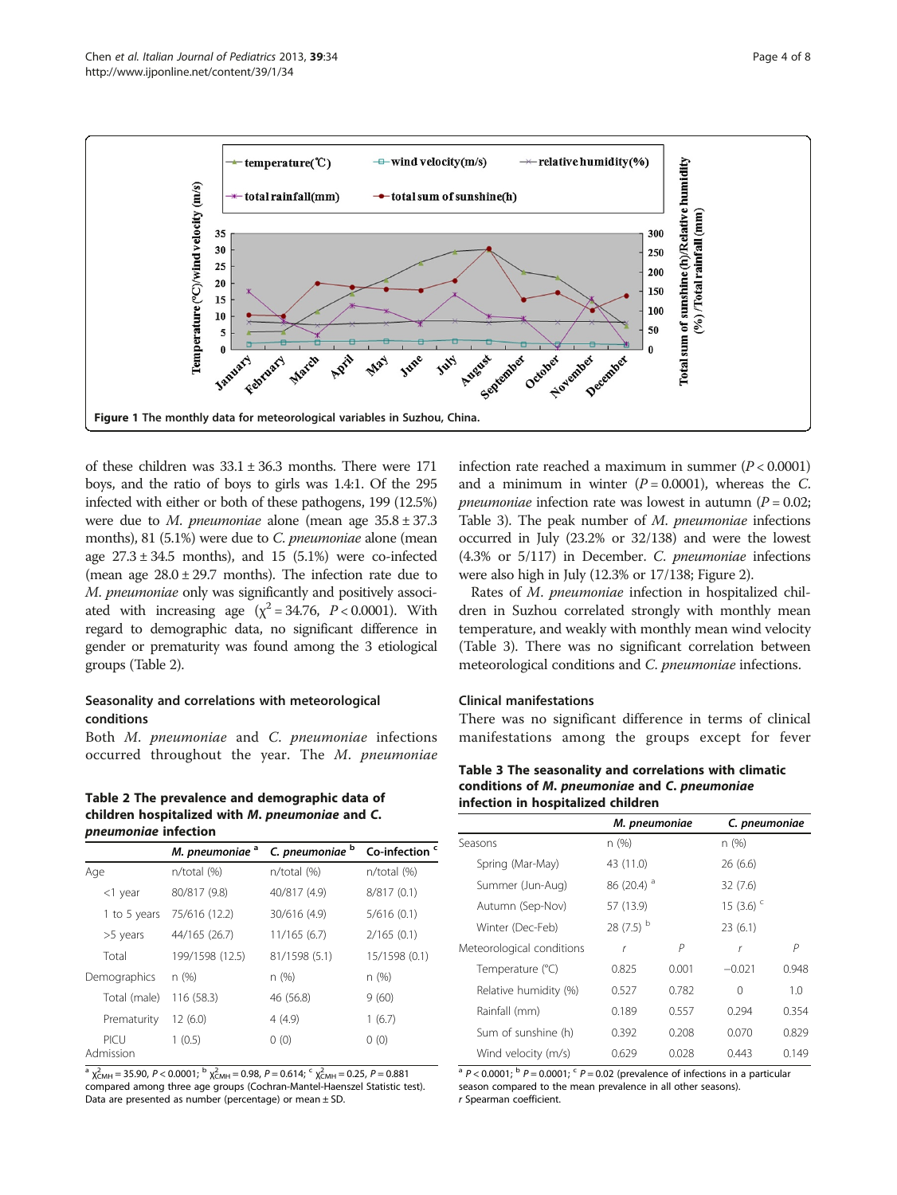Figure 1 The monthly data for meteorological variables in Suzhou, China.

of these children was 33.1 ± 36.3 months. There were 171 boys, and the ratio of boys to girls was 1.4:1. Of the 295 infected with either or both of these pathogens, 199 (12.5%) were due to *M. pneumoniae* alone (mean age 35.8 ± 37.3 months), 81 (5.1%) were due to *C. pneumoniae* alone (mean age 27.3 ± 34.5 months), and 15 (5.1%) were co-infected (mean age 28.0 ± 29.7 months). The infection rate due to *M. pneumoniae* only was significantly and positively associated with increasing age ($\chi^2 = 34.76$, $P < 0.0001$). With regard to demographic data, no significant difference in gender or prematurity was found among the 3 etiological groups (Table 2).

### Seasonality and correlations with meteorological conditions

Both *M. pneumoniae* and *C. pneumoniae* infections occurred throughout the year. The *M. pneumoniae* infection rate reached a maximum in summer ($P < 0.0001$) and a minimum in winter ($P = 0.0001$), whereas the *C. pneumoniae* infection rate was lowest in autumn ($P = 0.02$; Table 3). The peak number of *M. pneumoniae* infections occurred in July (23.2% or 32/138) and the lowest (4.3% or 5/117) in December. *C. pneumoniae* infections were also high in July (12.3% or 17/138; Figure 2).

Rates of *M. pneumoniae* infection in hospitalized children in Suzhou correlated strongly with monthly mean temperature, and weakly with monthly mean wind velocity (Table 3). There was no significant correlation between meteorological conditions and *C. pneumoniae* infections.

**Table 2 The prevalence and demographic data of children hospitalized with *M. pneumoniae* and *C. pneumoniae* infection**

| | *M. pneumoniae* [a] | *C. pneumoniae* [b] | Co-infection [c] |
|---|---|---|---|
| Age | n/total (%) | n/total (%) | n/total (%) |
| <1 year | 80/817 (9.8) | 40/817 (4.9) | 8/817 (0.1) |
| 1 to 5 years | 75/616 (12.2) | 30/616 (4.9) | 5/616 (0.1) |
| >5 years | 44/165 (26.7) | 11/165 (6.7) | 2/165 (0.1) |
| Total | 199/1598 (12.5) | 81/1598 (5.1) | 15/1598 (0.1) |
| Demographics | n (%) | n (%) | n (%) |
| Total (male) | 116 (58.3) | 46 (56.8) | 9 (60) |
| Prematurity | 12 (6.0) | 4 (4.9) | 1 (6.7) |
| PICU Admission | 1 (0.5) | 0 (0) | 0 (0) |

[a] $\chi^2_{MH} = 35.90$, $P < 0.0001$; [b] $\chi^2_{MH} = 0.98$, $P = 0.614$; [c] $\chi^2_{MH} = 0.25$, $P = 0.881$ compared among three age groups (Cochran-Mantel-Haenszel Statistic test). Data are presented as number (percentage) or mean ± SD.

### Clinical manifestations

There was no significant difference in terms of clinical manifestations among the groups except for fever

**Table 3 The seasonality and correlations with climatic conditions of *M. pneumoniae* and *C. pneumoniae* infection in hospitalized children**

| | *M. pneumoniae* | | *C. pneumoniae* | |
|---|---|---|---|---|
| Seasons | n (%) | | n (%) | |
| Spring (Mar-May) | 43 (11.0) | | 26 (6.6) | |
| Summer (Jun-Aug) | 86 (20.4) [a] | | 32 (7.6) | |
| Autumn (Sep-Nov) | 57 (13.9) | | 15 (3.6) [c] | |
| Winter (Dec-Feb) | 28 (7.5) [b] | | 23 (6.1) | |
| Meteorological conditions | *r* | *P* | *r* | *P* |
| Temperature (°C) | 0.825 | 0.001 | −0.021 | 0.948 |
| Relative humidity (%) | 0.527 | 0.782 | 0 | 1.0 |
| Rainfall (mm) | 0.189 | 0.557 | 0.294 | 0.354 |
| Sum of sunshine (h) | 0.392 | 0.208 | 0.070 | 0.829 |
| Wind velocity (m/s) | 0.629 | 0.028 | 0.443 | 0.149 |

[a] $P < 0.0001$; [b] $P = 0.0001$; [c] $P = 0.02$ (prevalence of infections in a particular season compared to the mean prevalence in all other seasons).
*r* Spearman coefficient.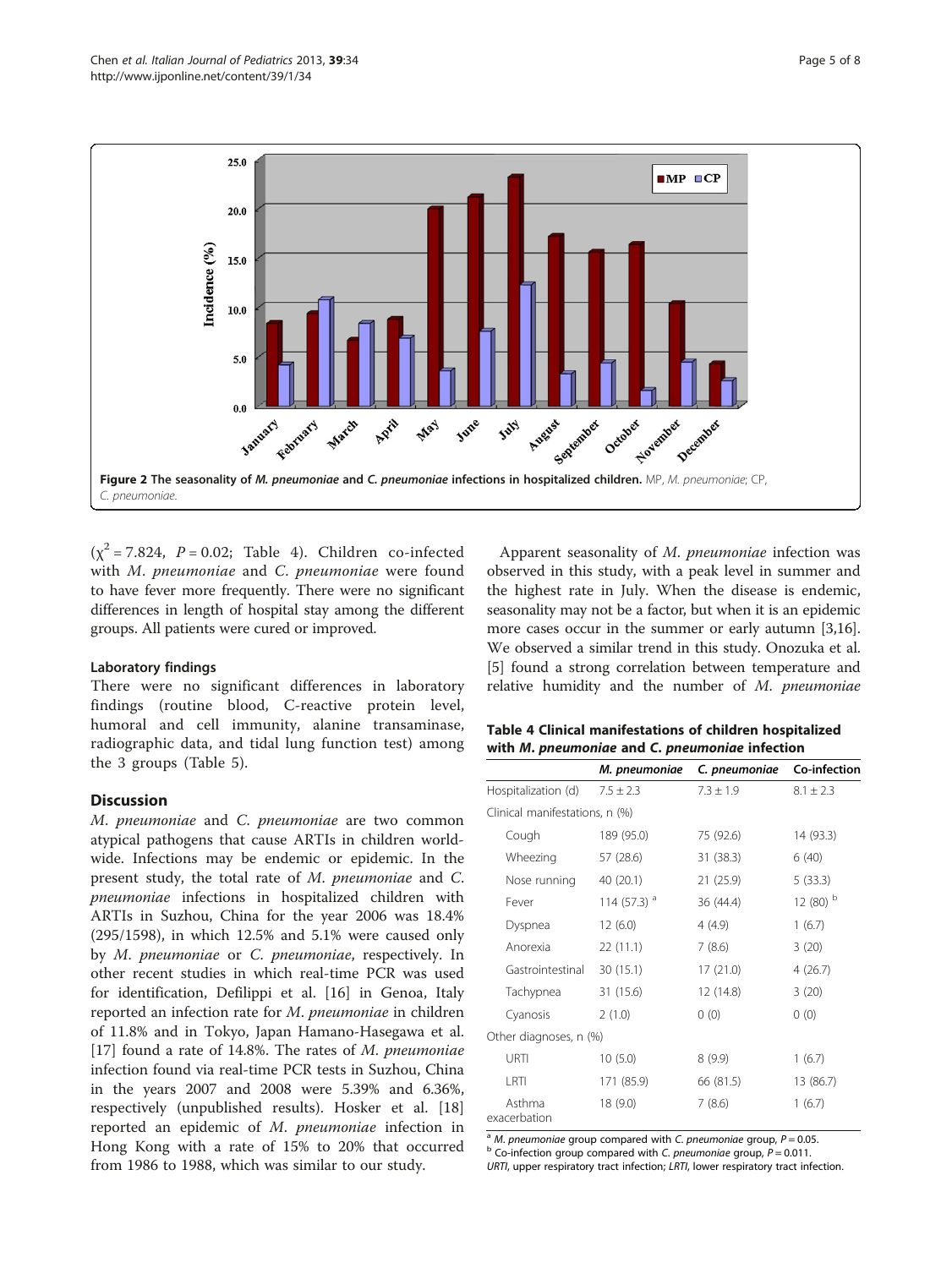Figure 2 The seasonality of *M. pneumoniae* and *C. pneumoniae* infections in hospitalized children. MP, *M. pneumoniae*; CP, *C. pneumoniae*.

($\chi^2 = 7.824$, $P = 0.02$; Table 4). Children co-infected with *M. pneumoniae* and *C. pneumoniae* were found to have fever more frequently. There were no significant differences in length of hospital stay among the different groups. All patients were cured or improved.

### Laboratory findings

There were no significant differences in laboratory findings (routine blood, C-reactive protein level, humoral and cell immunity, alanine transaminase, radiographic data, and tidal lung function test) among the 3 groups (Table 5).

## Discussion

*M. pneumoniae* and *C. pneumoniae* are two common atypical pathogens that cause ARTIs in children worldwide. Infections may be endemic or epidemic. In the present study, the total rate of *M. pneumoniae* and *C. pneumoniae* infections in hospitalized children with ARTIs in Suzhou, China for the year 2006 was 18.4% (295/1598), in which 12.5% and 5.1% were caused only by *M. pneumoniae* or *C. pneumoniae*, respectively. In other recent studies in which real-time PCR was used for identification, Defilippi et al. [16] in Genoa, Italy reported an infection rate for *M. pneumoniae* in children of 11.8% and in Tokyo, Japan Hamano-Hasegawa et al. [17] found a rate of 14.8%. The rates of *M. pneumoniae* infection found via real-time PCR tests in Suzhou, China in the years 2007 and 2008 were 5.39% and 6.36%, respectively (unpublished results). Hosker et al. [18] reported an epidemic of *M. pneumoniae* infection in Hong Kong with a rate of 15% to 20% that occurred from 1986 to 1988, which was similar to our study.

Apparent seasonality of *M. pneumoniae* infection was observed in this study, with a peak level in summer and the highest rate in July. When the disease is endemic, seasonality may not be a factor, but when it is an epidemic more cases occur in the summer or early autumn [3,16]. We observed a similar trend in this study. Onozuka et al. [5] found a strong correlation between temperature and relative humidity and the number of *M. pneumoniae*

**Table 4 Clinical manifestations of children hospitalized with *M. pneumoniae* and *C. pneumoniae* infection**

| | *M. pneumoniae* | *C. pneumoniae* | Co-infection |
|---|---|---|---|
| Hospitalization (d) | 7.5 ± 2.3 | 7.3 ± 1.9 | 8.1 ± 2.3 |
| Clinical manifestations, n (%) | | | |
| Cough | 189 (95.0) | 75 (92.6) | 14 (93.3) |
| Wheezing | 57 (28.6) | 31 (38.3) | 6 (40) |
| Nose running | 40 (20.1) | 21 (25.9) | 5 (33.3) |
| Fever | 114 (57.3) [a] | 36 (44.4) | 12 (80) [b] |
| Dyspnea | 12 (6.0) | 4 (4.9) | 1 (6.7) |
| Anorexia | 22 (11.1) | 7 (8.6) | 3 (20) |
| Gastrointestinal | 30 (15.1) | 17 (21.0) | 4 (26.7) |
| Tachypnea | 31 (15.6) | 12 (14.8) | 3 (20) |
| Cyanosis | 2 (1.0) | 0 (0) | 0 (0) |
| Other diagnoses, n (%) | | | |
| URTI | 10 (5.0) | 8 (9.9) | 1 (6.7) |
| LRTI | 171 (85.9) | 66 (81.5) | 13 (86.7) |
| Asthma exacerbation | 18 (9.0) | 7 (8.6) | 1 (6.7) |

[a] *M. pneumoniae* group compared with *C. pneumoniae* group, $P = 0.05$.
[b] Co-infection group compared with *C. pneumoniae* group, $P = 0.011$.
*URTI*, upper respiratory tract infection; *LRTI*, lower respiratory tract infection.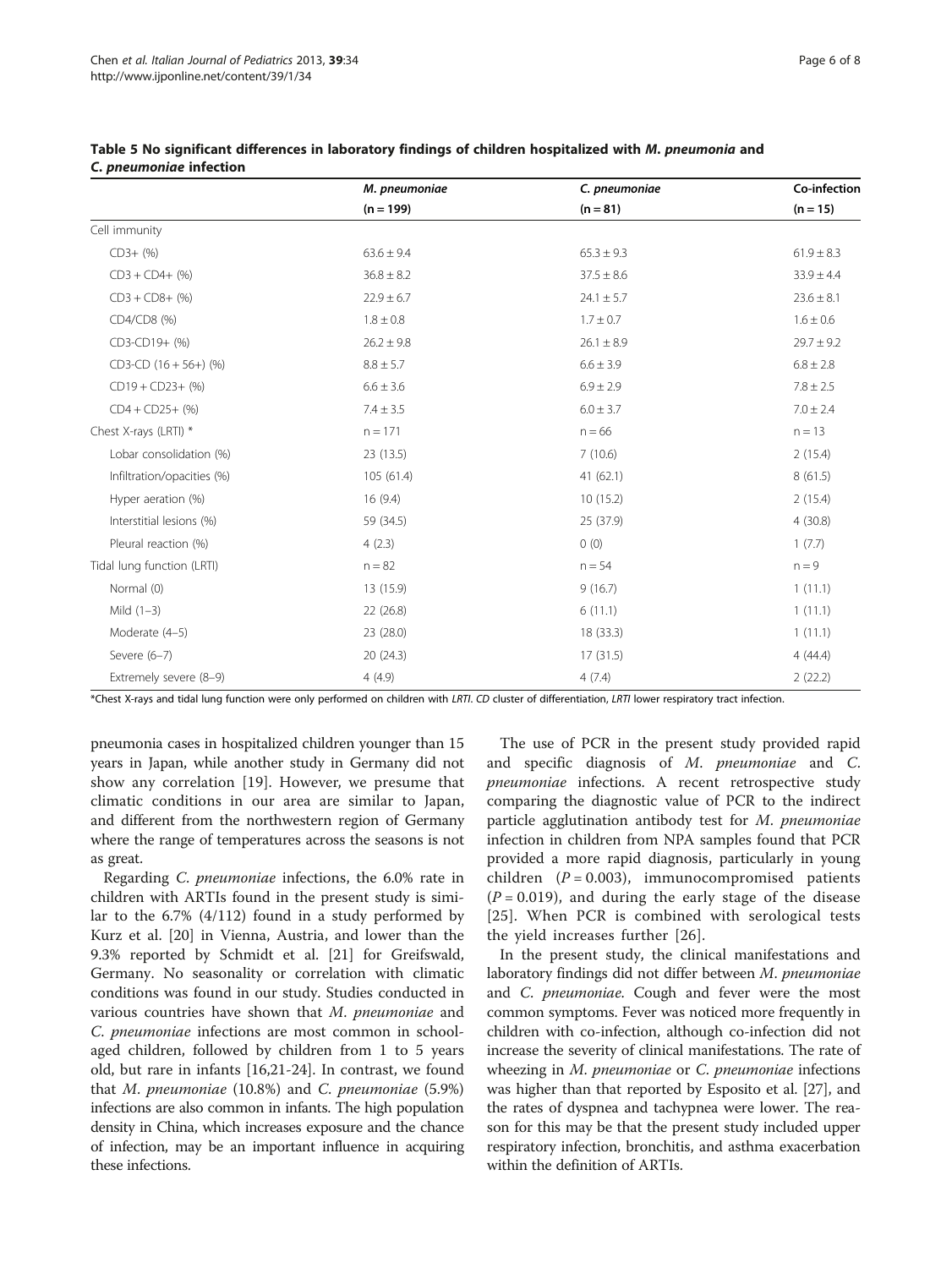**Table 5 No significant differences in laboratory findings of children hospitalized with *M. pneumonia* and *C. pneumoniae* infection**

| | *M. pneumoniae* (n = 199) | *C. pneumoniae* (n = 81) | Co-infection (n = 15) |
|---|---|---|---|
| Cell immunity | | | |
| CD3+ (%) | 63.6 ± 9.4 | 65.3 ± 9.3 | 61.9 ± 8.3 |
| CD3 + CD4+ (%) | 36.8 ± 8.2 | 37.5 ± 8.6 | 33.9 ± 4.4 |
| CD3 + CD8+ (%) | 22.9 ± 6.7 | 24.1 ± 5.7 | 23.6 ± 8.1 |
| CD4/CD8 (%) | 1.8 ± 0.8 | 1.7 ± 0.7 | 1.6 ± 0.6 |
| CD3-CD19+ (%) | 26.2 ± 9.8 | 26.1 ± 8.9 | 29.7 ± 9.2 |
| CD3-CD (16 + 56+) (%) | 8.8 ± 5.7 | 6.6 ± 3.9 | 6.8 ± 2.8 |
| CD19 + CD23+ (%) | 6.6 ± 3.6 | 6.9 ± 2.9 | 7.8 ± 2.5 |
| CD4 + CD25+ (%) | 7.4 ± 3.5 | 6.0 ± 3.7 | 7.0 ± 2.4 |
| Chest X-rays (LRTI) * | n = 171 | n = 66 | n = 13 |
| Lobar consolidation (%) | 23 (13.5) | 7 (10.6) | 2 (15.4) |
| Infiltration/opacities (%) | 105 (61.4) | 41 (62.1) | 8 (61.5) |
| Hyper aeration (%) | 16 (9.4) | 10 (15.2) | 2 (15.4) |
| Interstitial lesions (%) | 59 (34.5) | 25 (37.9) | 4 (30.8) |
| Pleural reaction (%) | 4 (2.3) | 0 (0) | 1 (7.7) |
| Tidal lung function (LRTI) | n = 82 | n = 54 | n = 9 |
| Normal (0) | 13 (15.9) | 9 (16.7) | 1 (11.1) |
| Mild (1–3) | 22 (26.8) | 6 (11.1) | 1 (11.1) |
| Moderate (4–5) | 23 (28.0) | 18 (33.3) | 1 (11.1) |
| Severe (6–7) | 20 (24.3) | 17 (31.5) | 4 (44.4) |
| Extremely severe (8–9) | 4 (4.9) | 4 (7.4) | 2 (22.2) |

*Chest X-rays and tidal lung function were only performed on children with *LRTI*. *CD* cluster of differentiation, *LRTI* lower respiratory tract infection.

pneumonia cases in hospitalized children younger than 15 years in Japan, while another study in Germany did not show any correlation [19]. However, we presume that climatic conditions in our area are similar to Japan, and different from the northwestern region of Germany where the range of temperatures across the seasons is not as great.

Regarding *C. pneumoniae* infections, the 6.0% rate in children with ARTIs found in the present study is similar to the 6.7% (4/112) found in a study performed by Kurz et al. [20] in Vienna, Austria, and lower than the 9.3% reported by Schmidt et al. [21] for Greifswald, Germany. No seasonality or correlation with climatic conditions was found in our study. Studies conducted in various countries have shown that *M. pneumoniae* and *C. pneumoniae* infections are most common in school-aged children, followed by children from 1 to 5 years old, but rare in infants [16,21-24]. In contrast, we found that *M. pneumoniae* (10.8%) and *C. pneumoniae* (5.9%) infections are also common in infants. The high population density in China, which increases exposure and the chance of infection, may be an important influence in acquiring these infections.

The use of PCR in the present study provided rapid and specific diagnosis of *M. pneumoniae* and *C. pneumoniae* infections. A recent retrospective study comparing the diagnostic value of PCR to the indirect particle agglutination antibody test for *M. pneumoniae* infection in children from NPA samples found that PCR provided a more rapid diagnosis, particularly in young children ($P = 0.003$), immunocompromised patients ($P = 0.019$), and during the early stage of the disease [25]. When PCR is combined with serological tests the yield increases further [26].

In the present study, the clinical manifestations and laboratory findings did not differ between *M. pneumoniae* and *C. pneumoniae*. Cough and fever were the most common symptoms. Fever was noticed more frequently in children with co-infection, although co-infection did not increase the severity of clinical manifestations. The rate of wheezing in *M. pneumoniae* or *C. pneumoniae* infections was higher than that reported by Esposito et al. [27], and the rates of dyspnea and tachypnea were lower. The reason for this may be that the present study included upper respiratory infection, bronchitis, and asthma exacerbation within the definition of ARTIs.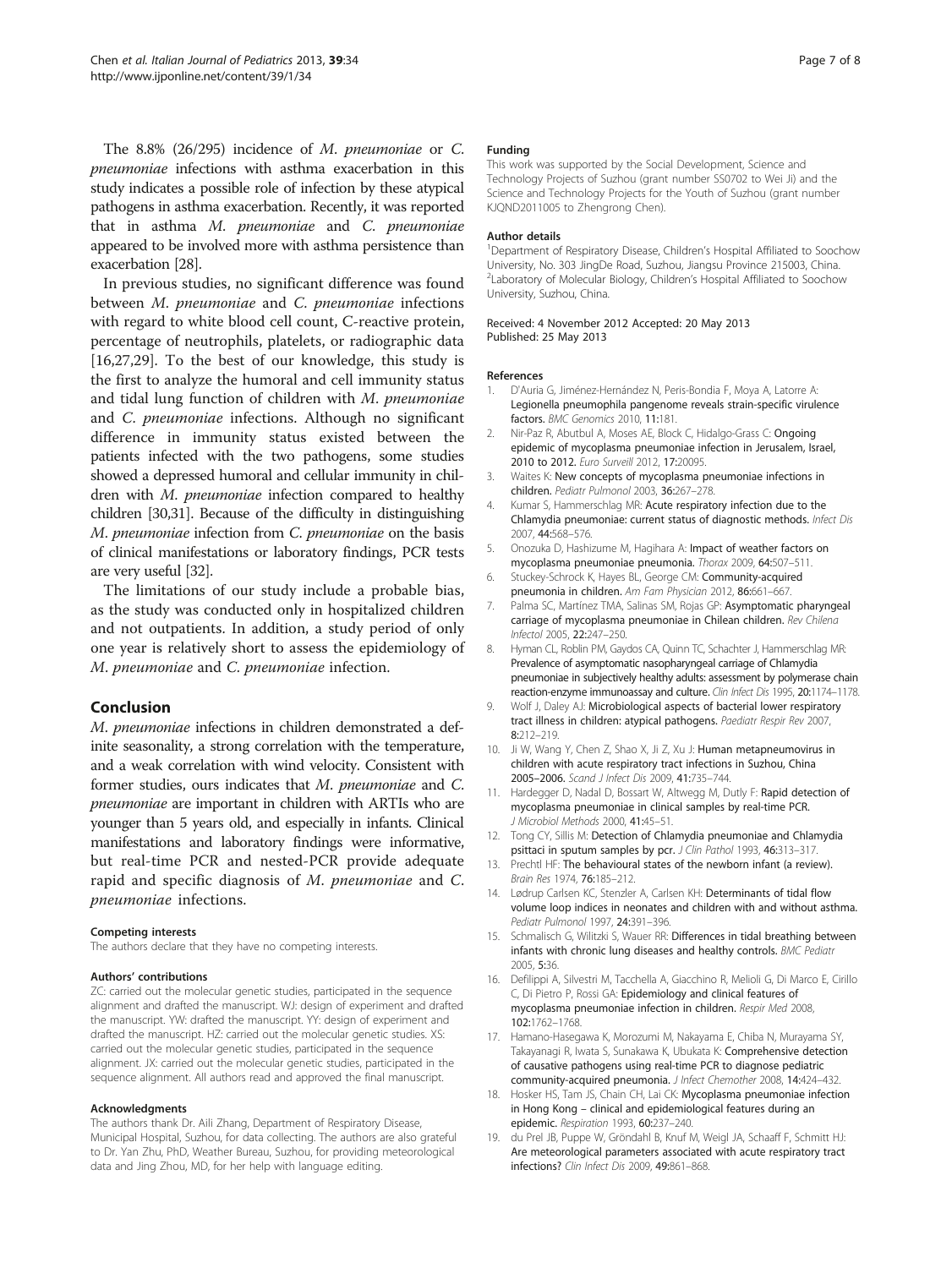The 8.8% (26/295) incidence of *M. pneumoniae* or *C. pneumoniae* infections with asthma exacerbation in this study indicates a possible role of infection by these atypical pathogens in asthma exacerbation. Recently, it was reported that in asthma *M. pneumoniae* and *C. pneumoniae* appeared to be involved more with asthma persistence than exacerbation [28].

In previous studies, no significant difference was found between *M. pneumoniae* and *C. pneumoniae* infections with regard to white blood cell count, C-reactive protein, percentage of neutrophils, platelets, or radiographic data [16,27,29]. To the best of our knowledge, this study is the first to analyze the humoral and cell immunity status and tidal lung function of children with *M. pneumoniae* and *C. pneumoniae* infections. Although no significant difference in immunity status existed between the patients infected with the two pathogens, some studies showed a depressed humoral and cellular immunity in children with *M. pneumoniae* infection compared to healthy children [30,31]. Because of the difficulty in distinguishing *M. pneumoniae* infection from *C. pneumoniae* on the basis of clinical manifestations or laboratory findings, PCR tests are very useful [32].

The limitations of our study include a probable bias, as the study was conducted only in hospitalized children and not outpatients. In addition, a study period of only one year is relatively short to assess the epidemiology of *M. pneumoniae* and *C. pneumoniae* infection.

## Conclusion

*M. pneumoniae* infections in children demonstrated a definite seasonality, a strong correlation with the temperature, and a weak correlation with wind velocity. Consistent with former studies, ours indicates that *M. pneumoniae* and *C. pneumoniae* are important in children with ARTIs who are younger than 5 years old, and especially in infants. Clinical manifestations and laboratory findings were informative, but real-time PCR and nested-PCR provide adequate rapid and specific diagnosis of *M. pneumoniae* and *C. pneumoniae* infections.

#### Competing interests

The authors declare that they have no competing interests.

#### Authors' contributions

ZC: carried out the molecular genetic studies, participated in the sequence alignment and drafted the manuscript. WJ: design of experiment and drafted the manuscript. YW: drafted the manuscript. YY: design of experiment and drafted the manuscript. HZ: carried out the molecular genetic studies. XS: carried out the molecular genetic studies, participated in the sequence alignment. JX: carried out the molecular genetic studies, participated in the sequence alignment. All authors read and approved the final manuscript.

#### Acknowledgments

The authors thank Dr. Aili Zhang, Department of Respiratory Disease, Municipal Hospital, Suzhou, for data collecting. The authors are also grateful to Dr. Yan Zhu, PhD, Weather Bureau, Suzhou, for providing meteorological data and Jing Zhou, MD, for her help with language editing.

#### Funding

This work was supported by the Social Development, Science and Technology Projects of Suzhou (grant number SS0702 to Wei Ji) and the Science and Technology Projects for the Youth of Suzhou (grant number KJQND2011005 to Zhengrong Chen).

#### Author details

[1]Department of Respiratory Disease, Children's Hospital Affiliated to Soochow University, No. 303 JingDe Road, Suzhou, Jiangsu Province 215003, China. [2]Laboratory of Molecular Biology, Children's Hospital Affiliated to Soochow University, Suzhou, China.

Received: 4 November 2012 Accepted: 20 May 2013
Published: 25 May 2013

#### References

1. D'Auria G, Jiménez-Hernández N, Peris-Bondia F, Moya A, Latorre A: Legionella pneumophila pangenome reveals strain-specific virulence factors. *BMC Genomics* 2010, 11:181.
2. Nir-Paz R, Abutbul A, Moses AE, Block C, Hidalgo-Grass C: Ongoing epidemic of mycoplasma pneumoniae infection in Jerusalem, Israel, 2010 to 2012. *Euro Surveill* 2012, 17:20095.
3. Waites K: New concepts of mycoplasma pneumoniae infections in children. *Pediatr Pulmonol* 2003, 36:267–278.
4. Kumar S, Hammerschlag MR: Acute respiratory infection due to the Chlamydia pneumoniae: current status of diagnostic methods. *Infect Dis* 2007, 44:568–576.
5. Onozuka D, Hashizume M, Hagihara A: Impact of weather factors on mycoplasma pneumoniae pneumonia. *Thorax* 2009, 64:507–511.
6. Stuckey-Schrock K, Hayes BL, George CM: Community-acquired pneumonia in children. *Am Fam Physician* 2012, 86:661–667.
7. Palma SC, Martínez TMA, Salinas SM, Rojas GP: Asymptomatic pharyngeal carriage of mycoplasma pneumoniae in Chilean children. *Rev Chilena Infectol* 2005, 22:247–250.
8. Hyman CL, Roblin PM, Gaydos CA, Quinn TC, Schachter J, Hammerschlag MR: Prevalence of asymptomatic nasopharyngeal carriage of Chlamydia pneumoniae in subjectively healthy adults: assessment by polymerase chain reaction-enzyme immunoassay and culture. *Clin Infect Dis* 1995, 20:1174–1178.
9. Wolf J, Daley AJ: Microbiological aspects of bacterial lower respiratory tract illness in children: atypical pathogens. *Paediatr Respir Rev* 2007, 8:212–219.
10. Ji W, Wang Y, Chen Z, Shao X, Ji Z, Xu J: Human metapneumovirus in children with acute respiratory tract infections in Suzhou, China 2005–2006. *Scand J Infect Dis* 2009, 41:735–744.
11. Hardegger D, Nadal D, Bossart W, Altwegg M, Dutly F: Rapid detection of mycoplasma pneumoniae in clinical samples by real-time PCR. *J Microbiol Methods* 2000, 41:45–51.
12. Tong CY, Sillis M: Detection of Chlamydia pneumoniae and Chlamydia psittaci in sputum samples by pcr. *J Clin Pathol* 1993, 46:313–317.
13. Prechtl HF: The behavioural states of the newborn infant (a review). *Brain Res* 1974, 76:185–212.
14. Lødrup Carlsen KC, Stenzler A, Carlsen KH: Determinants of tidal flow volume loop indices in neonates and children with and without asthma. *Pediatr Pulmonol* 1997, 24:391–396.
15. Schmalisch G, Wilitzki S, Wauer RR: Differences in tidal breathing between infants with chronic lung diseases and healthy controls. *BMC Pediatr* 2005, 5:36.
16. Defilippi A, Silvestri M, Tacchella A, Giacchino R, Melioli G, Di Marco E, Cirillo C, Di Pietro P, Rossi GA: Epidemiology and clinical features of mycoplasma pneumoniae infection in children. *Respir Med* 2008, 102:1762–1768.
17. Hamano-Hasegawa K, Morozumi M, Nakayama E, Chiba N, Murayama SY, Takayanagi R, Iwata S, Sunakawa K, Ubukata K: Comprehensive detection of causative pathogens using real-time PCR to diagnose pediatric community-acquired pneumonia. *J Infect Chemother* 2008, 14:424–432.
18. Hosker HS, Tam JS, Chain CH, Lai CK: Mycoplasma pneumoniae infection in Hong Kong – clinical and epidemiological features during an epidemic. *Respiration* 1993, 60:237–240.
19. du Prel JB, Puppe W, Gröndahl B, Knuf M, Weigl JA, Schaaff F, Schmitt HJ: Are meteorological parameters associated with acute respiratory tract infections? *Clin Infect Dis* 2009, 49:861–868.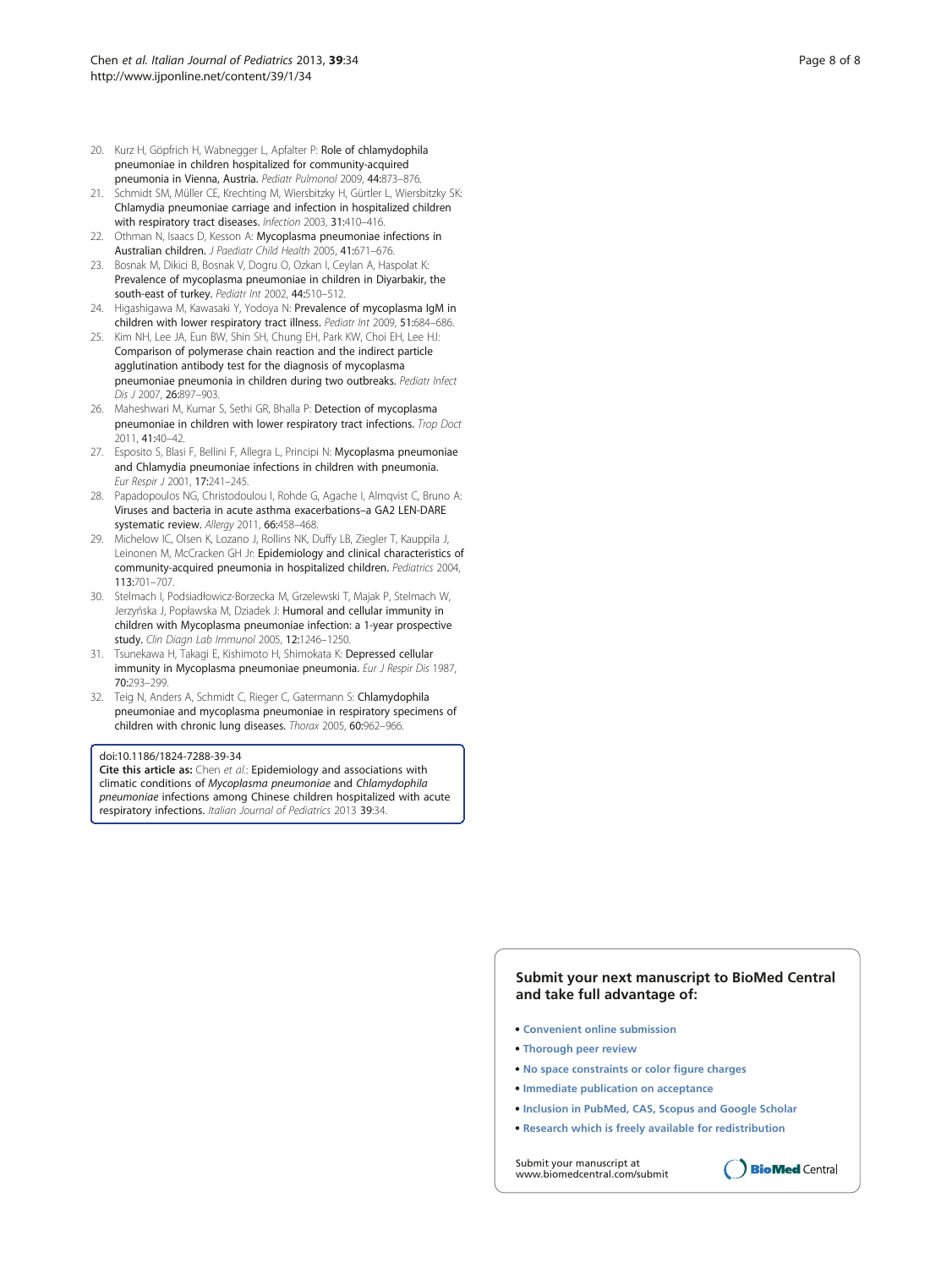20. Kurz H, Göpfrich H, Wabnegger L, Apfalter P: Role of chlamydophila pneumoniae in children hospitalized for community-acquired pneumonia in Vienna, Austria. *Pediatr Pulmonol* 2009, **44:**873–876.
21. Schmidt SM, Müller CE, Krechting M, Wiersbitzky H, Gürtler L, Wiersbitzky SK: Chlamydia pneumoniae carriage and infection in hospitalized children with respiratory tract diseases. *Infection* 2003, **31:**410–416.
22. Othman N, Isaacs D, Kesson A: Mycoplasma pneumoniae infections in Australian children. *J Paediatr Child Health* 2005, **41:**671–676.
23. Bosnak M, Dikici B, Bosnak V, Dogru O, Ozkan I, Ceylan A, Haspolat K: Prevalence of mycoplasma pneumoniae in children in Diyarbakir, the south-east of turkey. *Pediatr Int* 2002, **44:**510–512.
24. Higashigawa M, Kawasaki Y, Yodoya N: Prevalence of mycoplasma IgM in children with lower respiratory tract illness. *Pediatr Int* 2009, **51:**684–686.
25. Kim NH, Lee JA, Eun BW, Shin SH, Chung EH, Park KW, Choi EH, Lee HJ: Comparison of polymerase chain reaction and the indirect particle agglutination antibody test for the diagnosis of mycoplasma pneumoniae pneumonia in children during two outbreaks. *Pediatr Infect Dis J* 2007, **26:**897–903.
26. Maheshwari M, Kumar S, Sethi GR, Bhalla P: Detection of mycoplasma pneumoniae in children with lower respiratory tract infections. *Trop Doct* 2011, **41:**40–42.
27. Esposito S, Blasi F, Bellini F, Allegra L, Principi N: Mycoplasma pneumoniae and Chlamydia pneumoniae infections in children with pneumonia. *Eur Respir J* 2001, **17:**241–245.
28. Papadopoulos NG, Christodoulou I, Rohde G, Agache I, Almqvist C, Bruno A: Viruses and bacteria in acute asthma exacerbations–a GA2 LEN-DARE systematic review. *Allergy* 2011, **66:**458–468.
29. Michelow IC, Olsen K, Lozano J, Rollins NK, Duffy LB, Ziegler T, Kauppila J, Leinonen M, McCracken GH Jr: Epidemiology and clinical characteristics of community-acquired pneumonia in hospitalized children. *Pediatrics* 2004, **113:**701–707.
30. Stelmach I, Podsiadłowicz-Borzecka M, Grzelewski T, Majak P, Stelmach W, Jerzyńska J, Popławska M, Dziadek J: Humoral and cellular immunity in children with Mycoplasma pneumoniae infection: a 1-year prospective study. *Clin Diagn Lab Immunol* 2005, **12:**1246–1250.
31. Tsunekawa H, Takagi E, Kishimoto H, Shimokata K: Depressed cellular immunity in Mycoplasma pneumoniae pneumonia. *Eur J Respir Dis* 1987, **70:**293–299.
32. Teig N, Anders A, Schmidt C, Rieger C, Gatermann S: Chlamydophila pneumoniae and mycoplasma pneumoniae in respiratory specimens of children with chronic lung diseases. *Thorax* 2005, **60:**962–966.

doi:10.1186/1824-7288-39-34

**Cite this article as:** Chen *et al.*: Epidemiology and associations with climatic conditions of *Mycoplasma pneumoniae* and *Chlamydophila pneumoniae* infections among Chinese children hospitalized with acute respiratory infections. *Italian Journal of Pediatrics* 2013 **39**:34.

**Submit your next manuscript to BioMed Central and take full advantage of:**

- Convenient online submission
- Thorough peer review
- No space constraints or color figure charges
- Immediate publication on acceptance
- Inclusion in PubMed, CAS, Scopus and Google Scholar
- Research which is freely available for redistribution

Submit your manuscript at www.biomedcentral.com/submit

BioMed Central